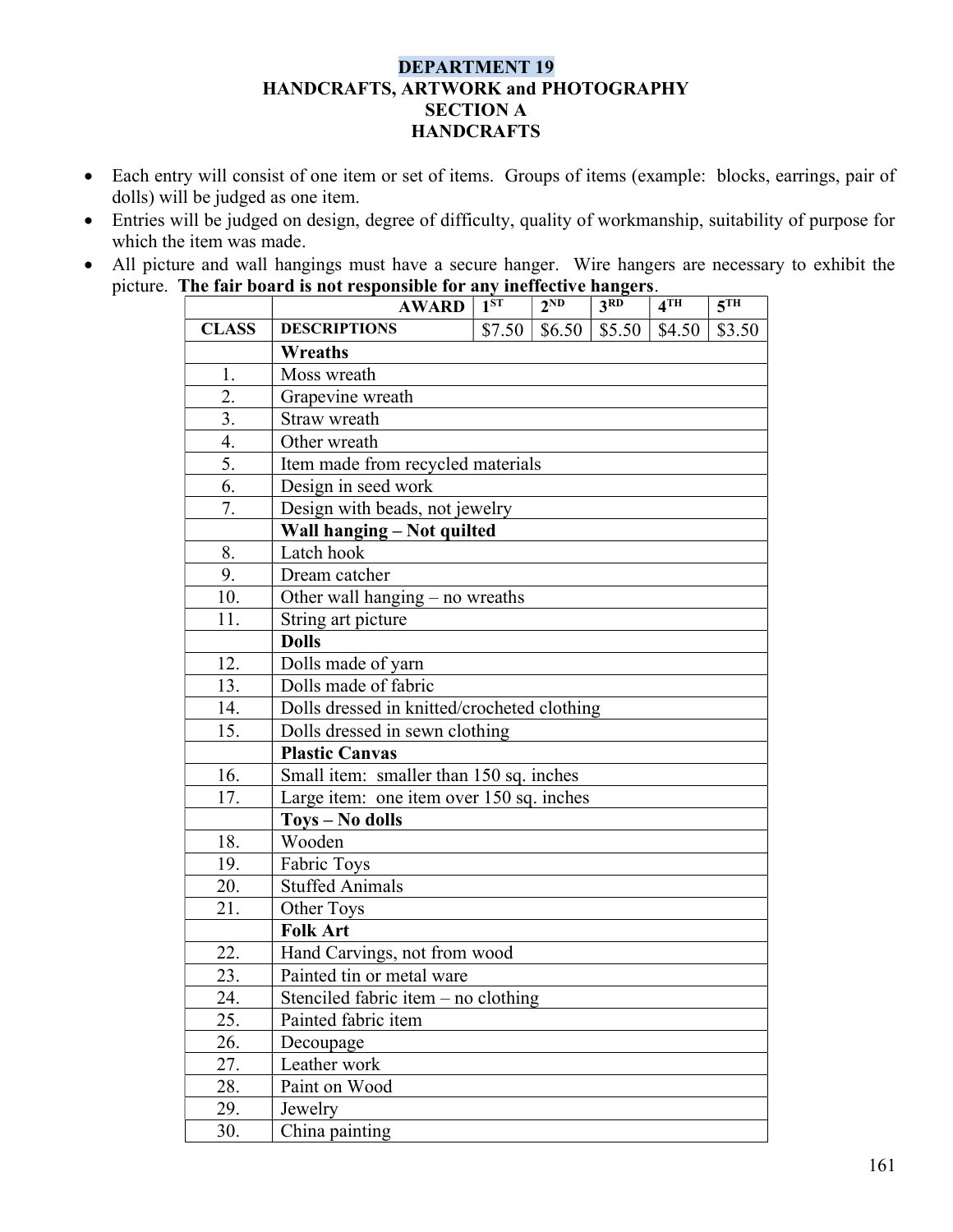# DEPARTMENT 19
## HANDCRAFTS, ARTWORK and PHOTOGRAPHY
## SECTION A
## HANDCRAFTS

- Each entry will consist of one item or set of items. Groups of items (example: blocks, earrings, pair of dolls) will be judged as one item.
- Entries will be judged on design, degree of difficulty, quality of workmanship, suitability of purpose for which the item was made.
- All picture and wall hangings must have a secure hanger. Wire hangers are necessary to exhibit the picture. **The fair board is not responsible for any ineffective hangers**.

| | AWARD | 1ST | 2ND | 3RD | 4TH | 5TH |
|---|---|---|---|---|---|---|
| CLASS | DESCRIPTIONS | $7.50 | $6.50 | $5.50 | $4.50 | $3.50 |
| | **Wreaths** | | | | | |
| 1. | Moss wreath | | | | | |
| 2. | Grapevine wreath | | | | | |
| 3. | Straw wreath | | | | | |
| 4. | Other wreath | | | | | |
| 5. | Item made from recycled materials | | | | | |
| 6. | Design in seed work | | | | | |
| 7. | Design with beads, not jewelry | | | | | |
| | **Wall hanging – Not quilted** | | | | | |
| 8. | Latch hook | | | | | |
| 9. | Dream catcher | | | | | |
| 10. | Other wall hanging – no wreaths | | | | | |
| 11. | String art picture | | | | | |
| | **Dolls** | | | | | |
| 12. | Dolls made of yarn | | | | | |
| 13. | Dolls made of fabric | | | | | |
| 14. | Dolls dressed in knitted/crocheted clothing | | | | | |
| 15. | Dolls dressed in sewn clothing | | | | | |
| | **Plastic Canvas** | | | | | |
| 16. | Small item: smaller than 150 sq. inches | | | | | |
| 17. | Large item: one item over 150 sq. inches | | | | | |
| | **Toys – No dolls** | | | | | |
| 18. | Wooden | | | | | |
| 19. | Fabric Toys | | | | | |
| 20. | Stuffed Animals | | | | | |
| 21. | Other Toys | | | | | |
| | **Folk Art** | | | | | |
| 22. | Hand Carvings, not from wood | | | | | |
| 23. | Painted tin or metal ware | | | | | |
| 24. | Stenciled fabric item – no clothing | | | | | |
| 25. | Painted fabric item | | | | | |
| 26. | Decoupage | | | | | |
| 27. | Leather work | | | | | |
| 28. | Paint on Wood | | | | | |
| 29. | Jewelry | | | | | |
| 30. | China painting | | | | | |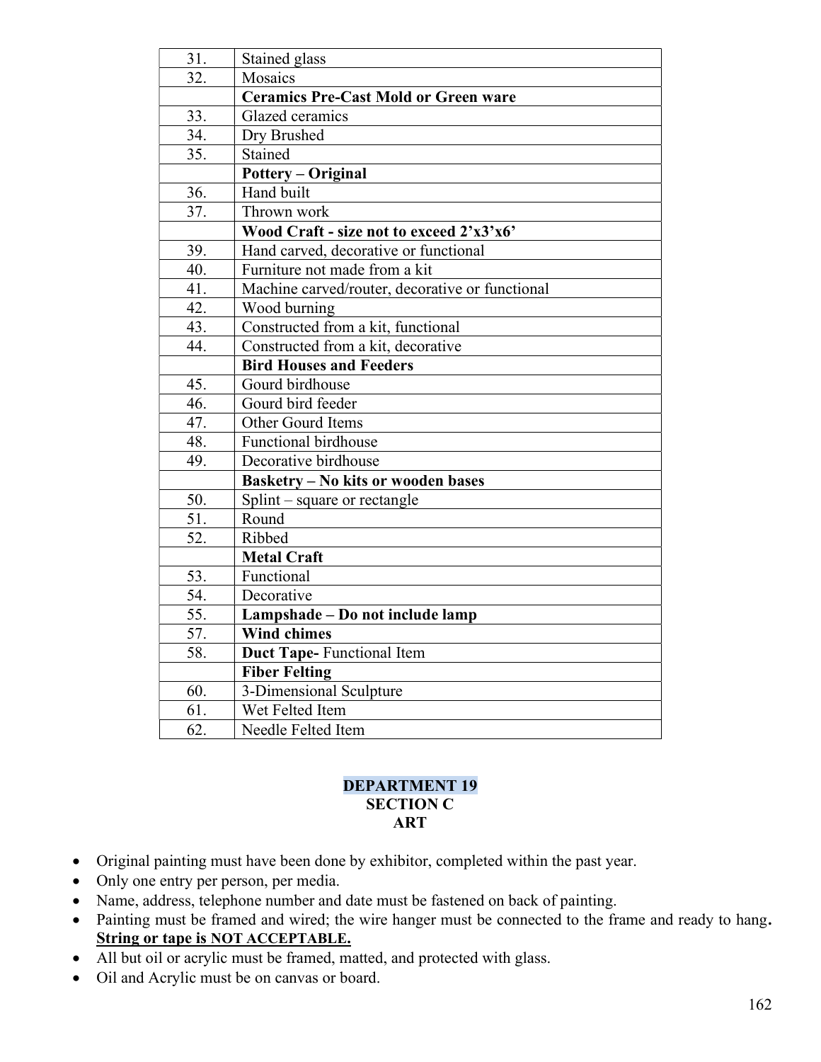| | |
|---|---|
| 31. | Stained glass |
| 32. | Mosaics |
| | **Ceramics Pre-Cast Mold or Green ware** |
| 33. | Glazed ceramics |
| 34. | Dry Brushed |
| 35. | Stained |
| | **Pottery – Original** |
| 36. | Hand built |
| 37. | Thrown work |
| | **Wood Craft - size not to exceed 2'x3'x6'** |
| 39. | Hand carved, decorative or functional |
| 40. | Furniture not made from a kit |
| 41. | Machine carved/router, decorative or functional |
| 42. | Wood burning |
| 43. | Constructed from a kit, functional |
| 44. | Constructed from a kit, decorative |
| | **Bird Houses and Feeders** |
| 45. | Gourd birdhouse |
| 46. | Gourd bird feeder |
| 47. | Other Gourd Items |
| 48. | Functional birdhouse |
| 49. | Decorative birdhouse |
| | **Basketry – No kits or wooden bases** |
| 50. | Splint – square or rectangle |
| 51. | Round |
| 52. | Ribbed |
| | **Metal Craft** |
| 53. | Functional |
| 54. | Decorative |
| 55. | **Lampshade – Do not include lamp** |
| 57. | **Wind chimes** |
| 58. | **Duct Tape-** Functional Item |
| | **Fiber Felting** |
| 60. | 3-Dimensional Sculpture |
| 61. | Wet Felted Item |
| 62. | Needle Felted Item |

## DEPARTMENT 19
## SECTION C
## ART

- Original painting must have been done by exhibitor, completed within the past year.
- Only one entry per person, per media.
- Name, address, telephone number and date must be fastened on back of painting.
- Painting must be framed and wired; the wire hanger must be connected to the frame and ready to hang**.** **String or tape is NOT ACCEPTABLE.**
- All but oil or acrylic must be framed, matted, and protected with glass.
- Oil and Acrylic must be on canvas or board.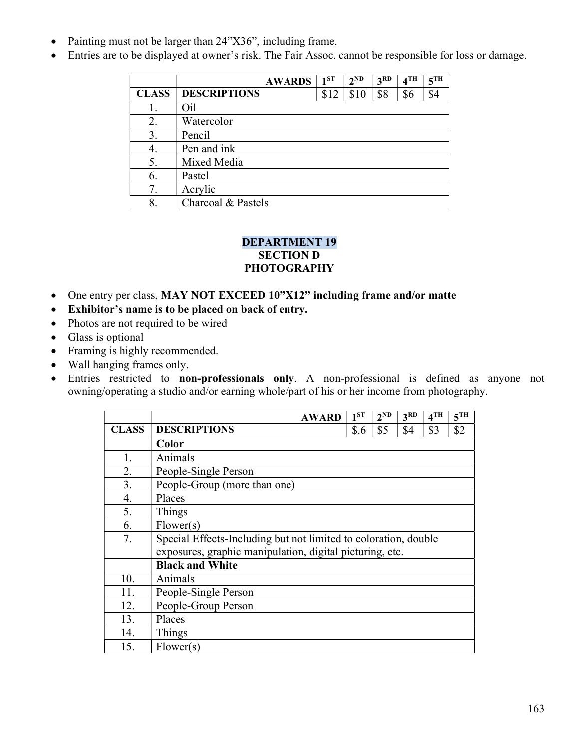- Painting must not be larger than 24"X36", including frame.
- Entries are to be displayed at owner's risk. The Fair Assoc. cannot be responsible for loss or damage.

| | AWARDS | 1ST | 2ND | 3RD | 4TH | 5TH |
|---|---|---|---|---|---|---|
| CLASS | DESCRIPTIONS | $12 | $10 | $8 | $6 | $4 |
| 1. | Oil | | | | | |
| 2. | Watercolor | | | | | |
| 3. | Pencil | | | | | |
| 4. | Pen and ink | | | | | |
| 5. | Mixed Media | | | | | |
| 6. | Pastel | | | | | |
| 7. | Acrylic | | | | | |
| 8. | Charcoal & Pastels | | | | | |

## DEPARTMENT 19
## SECTION D
## PHOTOGRAPHY

- One entry per class, **MAY NOT EXCEED 10"X12" including frame and/or matte**
- **Exhibitor's name is to be placed on back of entry.**
- Photos are not required to be wired
- Glass is optional
- Framing is highly recommended.
- Wall hanging frames only.
- Entries restricted to **non-professionals only**. A non-professional is defined as anyone not owning/operating a studio and/or earning whole/part of his or her income from photography.

| | AWARD | 1ST | 2ND | 3RD | 4TH | 5TH |
|---|---|---|---|---|---|---|
| CLASS | DESCRIPTIONS | $.6 | $5 | $4 | $3 | $2 |
| | **Color** | | | | | |
| 1. | Animals | | | | | |
| 2. | People-Single Person | | | | | |
| 3. | People-Group (more than one) | | | | | |
| 4. | Places | | | | | |
| 5. | Things | | | | | |
| 6. | Flower(s) | | | | | |
| 7. | Special Effects-Including but not limited to coloration, double exposures, graphic manipulation, digital picturing, etc. | | | | | |
| | **Black and White** | | | | | |
| 10. | Animals | | | | | |
| 11. | People-Single Person | | | | | |
| 12. | People-Group Person | | | | | |
| 13. | Places | | | | | |
| 14. | Things | | | | | |
| 15. | Flower(s) | | | | | |